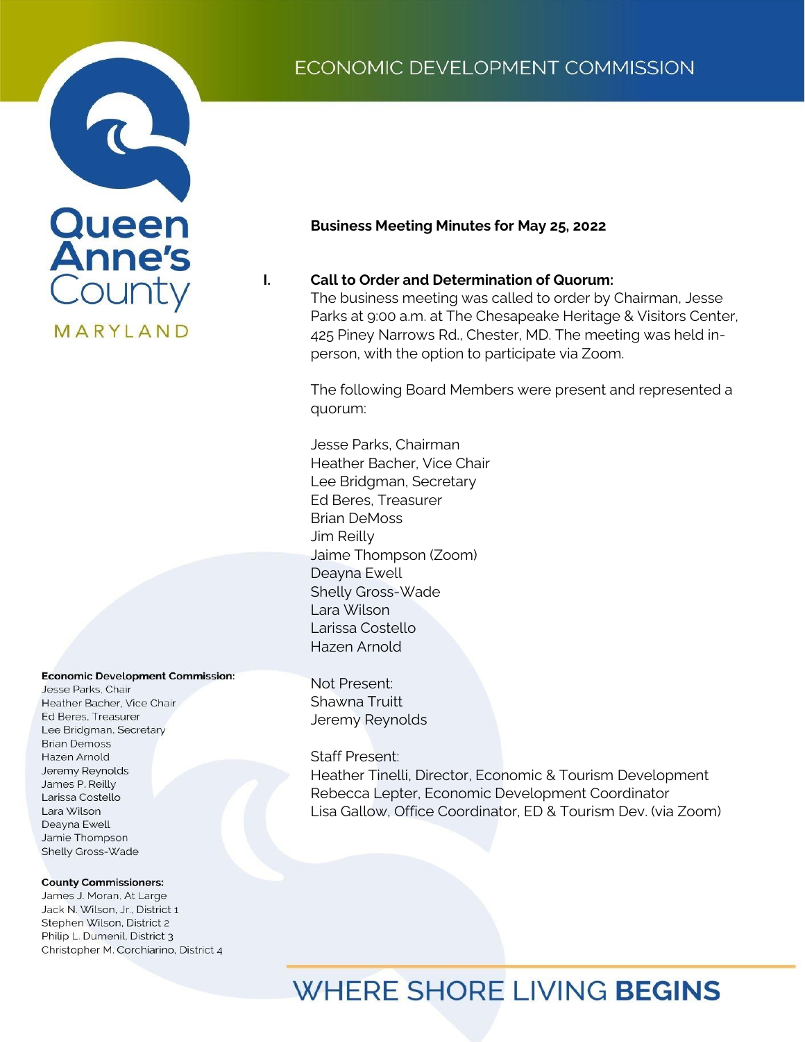# ECONOMIC DEVELOPMENT COMMISSION

Queen Anne's County
MARYLAND

**Business Meeting Minutes for May 25, 2022**

**I. Call to Order and Determination of Quorum:**

The business meeting was called to order by Chairman, Jesse Parks at 9:00 a.m. at The Chesapeake Heritage & Visitors Center, 425 Piney Narrows Rd., Chester, MD. The meeting was held in-person, with the option to participate via Zoom.

The following Board Members were present and represented a quorum:

Jesse Parks, Chairman
Heather Bacher, Vice Chair
Lee Bridgman, Secretary
Ed Beres, Treasurer
Brian DeMoss
Jim Reilly
Jaime Thompson (Zoom)
Deayna Ewell
Shelly Gross-Wade
Lara Wilson
Larissa Costello
Hazen Arnold

Not Present:
Shawna Truitt
Jeremy Reynolds

Staff Present:
Heather Tinelli, Director, Economic & Tourism Development
Rebecca Lepter, Economic Development Coordinator
Lisa Gallow, Office Coordinator, ED & Tourism Dev. (via Zoom)

**Economic Development Commission:**
Jesse Parks, Chair
Heather Bacher, Vice Chair
Ed Beres, Treasurer
Lee Bridgman, Secretary
Brian Demoss
Hazen Arnold
Jeremy Reynolds
James P. Reilly
Larissa Costello
Lara Wilson
Deayna Ewell
Jamie Thompson
Shelly Gross-Wade

**County Commissioners:**
James J. Moran, At Large
Jack N. Wilson, Jr., District 1
Stephen Wilson, District 2
Philip L. Dumenil, District 3
Christopher M. Corchiarino, District 4

WHERE SHORE LIVING **BEGINS**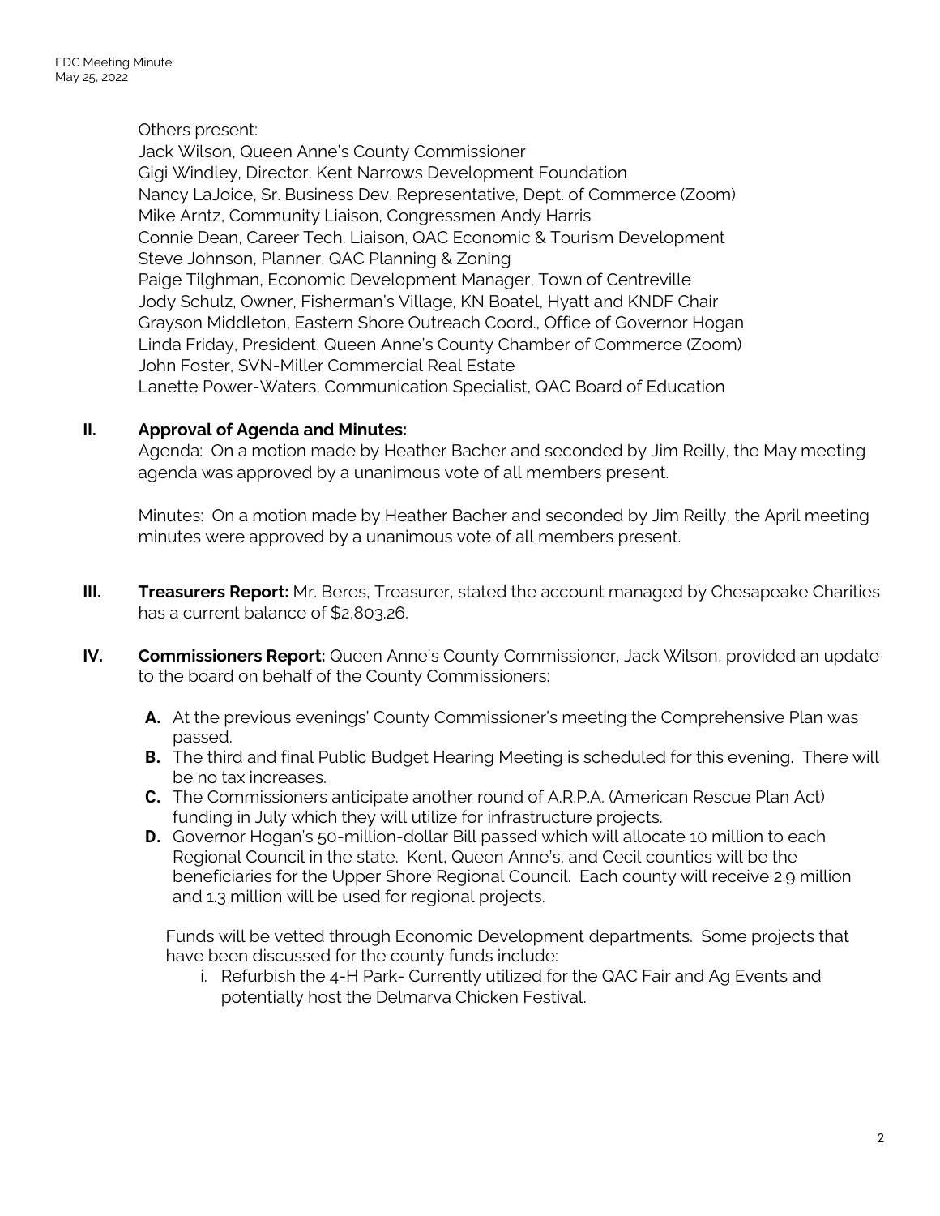Others present:
Jack Wilson, Queen Anne's County Commissioner
Gigi Windley, Director, Kent Narrows Development Foundation
Nancy LaJoice, Sr. Business Dev. Representative, Dept. of Commerce (Zoom)
Mike Arntz, Community Liaison, Congressmen Andy Harris
Connie Dean, Career Tech. Liaison, QAC Economic & Tourism Development
Steve Johnson, Planner, QAC Planning & Zoning
Paige Tilghman, Economic Development Manager, Town of Centreville
Jody Schulz, Owner, Fisherman's Village, KN Boatel, Hyatt and KNDF Chair
Grayson Middleton, Eastern Shore Outreach Coord., Office of Governor Hogan
Linda Friday, President, Queen Anne's County Chamber of Commerce (Zoom)
John Foster, SVN-Miller Commercial Real Estate
Lanette Power-Waters, Communication Specialist, QAC Board of Education

**II. Approval of Agenda and Minutes:**

Agenda: On a motion made by Heather Bacher and seconded by Jim Reilly, the May meeting agenda was approved by a unanimous vote of all members present.

Minutes: On a motion made by Heather Bacher and seconded by Jim Reilly, the April meeting minutes were approved by a unanimous vote of all members present.

**III. Treasurers Report:** Mr. Beres, Treasurer, stated the account managed by Chesapeake Charities has a current balance of $2,803.26.

**IV. Commissioners Report:** Queen Anne's County Commissioner, Jack Wilson, provided an update to the board on behalf of the County Commissioners:

**A.** At the previous evenings' County Commissioner's meeting the Comprehensive Plan was passed.

**B.** The third and final Public Budget Hearing Meeting is scheduled for this evening. There will be no tax increases.

**C.** The Commissioners anticipate another round of A.R.P.A. (American Rescue Plan Act) funding in July which they will utilize for infrastructure projects.

**D.** Governor Hogan's 50-million-dollar Bill passed which will allocate 10 million to each Regional Council in the state. Kent, Queen Anne's, and Cecil counties will be the beneficiaries for the Upper Shore Regional Council. Each county will receive 2.9 million and 1.3 million will be used for regional projects.

Funds will be vetted through Economic Development departments. Some projects that have been discussed for the county funds include:

i. Refurbish the 4-H Park- Currently utilized for the QAC Fair and Ag Events and potentially host the Delmarva Chicken Festival.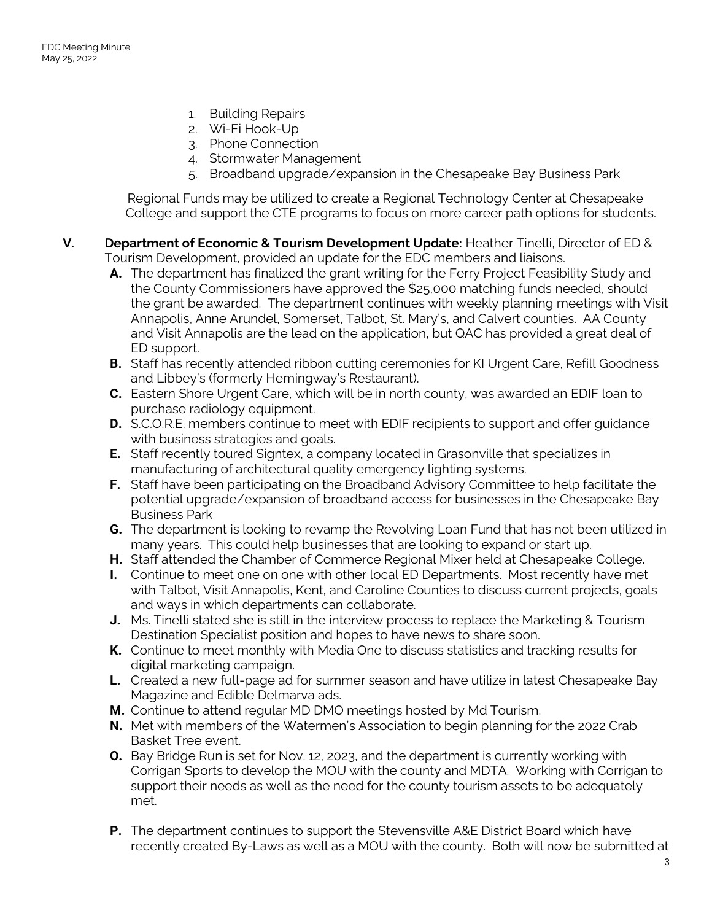1. Building Repairs
2. Wi-Fi Hook-Up
3. Phone Connection
4. Stormwater Management
5. Broadband upgrade/expansion in the Chesapeake Bay Business Park

Regional Funds may be utilized to create a Regional Technology Center at Chesapeake College and support the CTE programs to focus on more career path options for students.

**V. Department of Economic & Tourism Development Update:** Heather Tinelli, Director of ED & Tourism Development, provided an update for the EDC members and liaisons.

- **A.** The department has finalized the grant writing for the Ferry Project Feasibility Study and the County Commissioners have approved the $25,000 matching funds needed, should the grant be awarded. The department continues with weekly planning meetings with Visit Annapolis, Anne Arundel, Somerset, Talbot, St. Mary's, and Calvert counties. AA County and Visit Annapolis are the lead on the application, but QAC has provided a great deal of ED support.
- **B.** Staff has recently attended ribbon cutting ceremonies for KI Urgent Care, Refill Goodness and Libbey's (formerly Hemingway's Restaurant).
- **C.** Eastern Shore Urgent Care, which will be in north county, was awarded an EDIF loan to purchase radiology equipment.
- **D.** S.C.O.R.E. members continue to meet with EDIF recipients to support and offer guidance with business strategies and goals.
- **E.** Staff recently toured Signtex, a company located in Grasonville that specializes in manufacturing of architectural quality emergency lighting systems.
- **F.** Staff have been participating on the Broadband Advisory Committee to help facilitate the potential upgrade/expansion of broadband access for businesses in the Chesapeake Bay Business Park
- **G.** The department is looking to revamp the Revolving Loan Fund that has not been utilized in many years. This could help businesses that are looking to expand or start up.
- **H.** Staff attended the Chamber of Commerce Regional Mixer held at Chesapeake College.
- **I.** Continue to meet one on one with other local ED Departments. Most recently have met with Talbot, Visit Annapolis, Kent, and Caroline Counties to discuss current projects, goals and ways in which departments can collaborate.
- **J.** Ms. Tinelli stated she is still in the interview process to replace the Marketing & Tourism Destination Specialist position and hopes to have news to share soon.
- **K.** Continue to meet monthly with Media One to discuss statistics and tracking results for digital marketing campaign.
- **L.** Created a new full-page ad for summer season and have utilize in latest Chesapeake Bay Magazine and Edible Delmarva ads.
- **M.** Continue to attend regular MD DMO meetings hosted by Md Tourism.
- **N.** Met with members of the Watermen's Association to begin planning for the 2022 Crab Basket Tree event.
- **O.** Bay Bridge Run is set for Nov. 12, 2023, and the department is currently working with Corrigan Sports to develop the MOU with the county and MDTA. Working with Corrigan to support their needs as well as the need for the county tourism assets to be adequately met.
- **P.** The department continues to support the Stevensville A&E District Board which have recently created By-Laws as well as a MOU with the county. Both will now be submitted at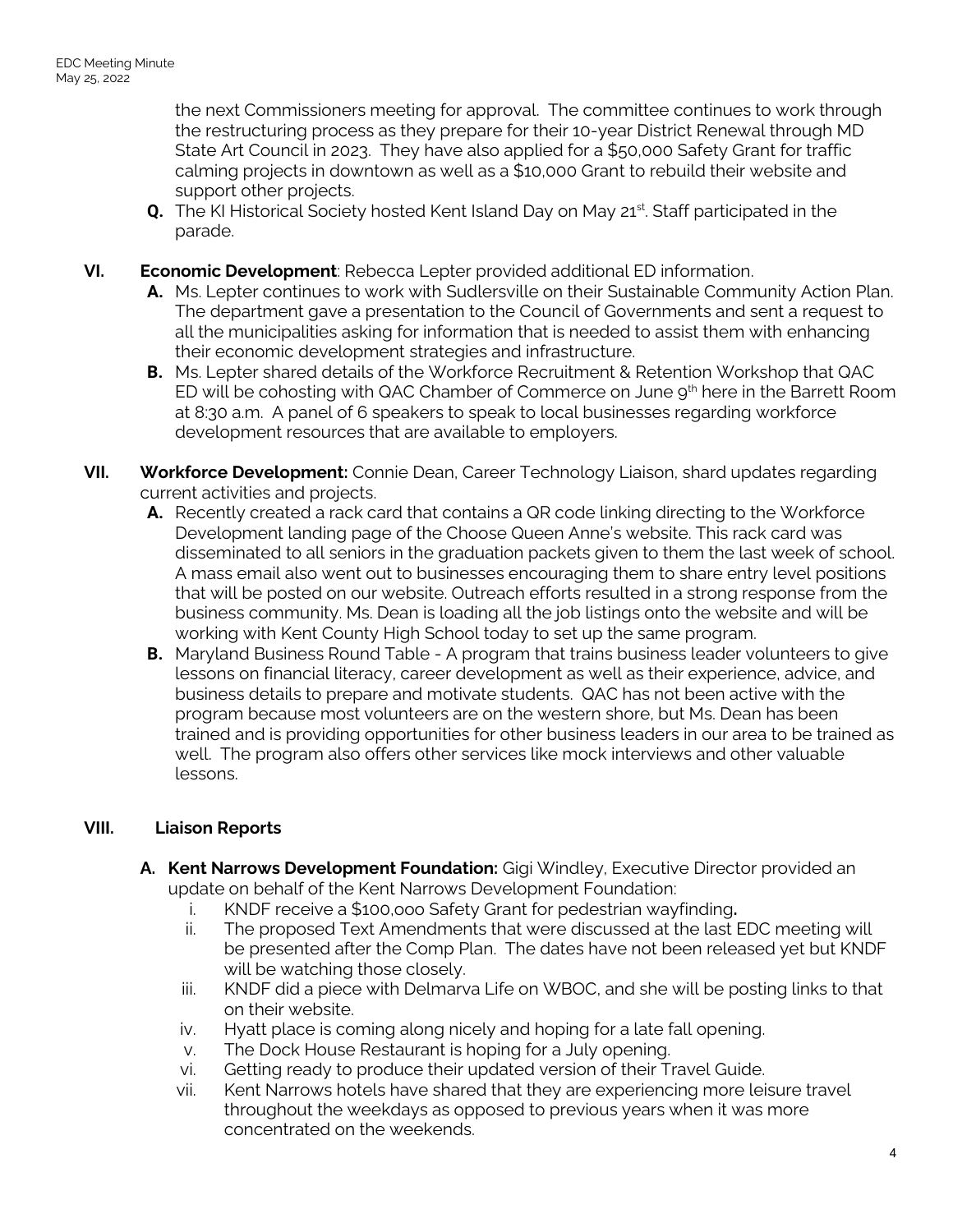the next Commissioners meeting for approval. The committee continues to work through the restructuring process as they prepare for their 10-year District Renewal through MD State Art Council in 2023. They have also applied for a $50,000 Safety Grant for traffic calming projects in downtown as well as a $10,000 Grant to rebuild their website and support other projects.

**Q.** The KI Historical Society hosted Kent Island Day on May 21st. Staff participated in the parade.

**VI. Economic Development**: Rebecca Lepter provided additional ED information.

**A.** Ms. Lepter continues to work with Sudlersville on their Sustainable Community Action Plan. The department gave a presentation to the Council of Governments and sent a request to all the municipalities asking for information that is needed to assist them with enhancing their economic development strategies and infrastructure.

**B.** Ms. Lepter shared details of the Workforce Recruitment & Retention Workshop that QAC ED will be cohosting with QAC Chamber of Commerce on June 9th here in the Barrett Room at 8:30 a.m. A panel of 6 speakers to speak to local businesses regarding workforce development resources that are available to employers.

**VII. Workforce Development:** Connie Dean, Career Technology Liaison, shard updates regarding current activities and projects.

**A.** Recently created a rack card that contains a QR code linking directing to the Workforce Development landing page of the Choose Queen Anne's website. This rack card was disseminated to all seniors in the graduation packets given to them the last week of school. A mass email also went out to businesses encouraging them to share entry level positions that will be posted on our website. Outreach efforts resulted in a strong response from the business community. Ms. Dean is loading all the job listings onto the website and will be working with Kent County High School today to set up the same program.

**B.** Maryland Business Round Table - A program that trains business leader volunteers to give lessons on financial literacy, career development as well as their experience, advice, and business details to prepare and motivate students. QAC has not been active with the program because most volunteers are on the western shore, but Ms. Dean has been trained and is providing opportunities for other business leaders in our area to be trained as well. The program also offers other services like mock interviews and other valuable lessons.

**VIII. Liaison Reports**

**A. Kent Narrows Development Foundation:** Gigi Windley, Executive Director provided an update on behalf of the Kent Narrows Development Foundation:

i. KNDF receive a $100,000 Safety Grant for pedestrian wayfinding**.**

ii. The proposed Text Amendments that were discussed at the last EDC meeting will be presented after the Comp Plan. The dates have not been released yet but KNDF will be watching those closely.

iii. KNDF did a piece with Delmarva Life on WBOC, and she will be posting links to that on their website.

iv. Hyatt place is coming along nicely and hoping for a late fall opening.

v. The Dock House Restaurant is hoping for a July opening.

vi. Getting ready to produce their updated version of their Travel Guide.

vii. Kent Narrows hotels have shared that they are experiencing more leisure travel throughout the weekdays as opposed to previous years when it was more concentrated on the weekends.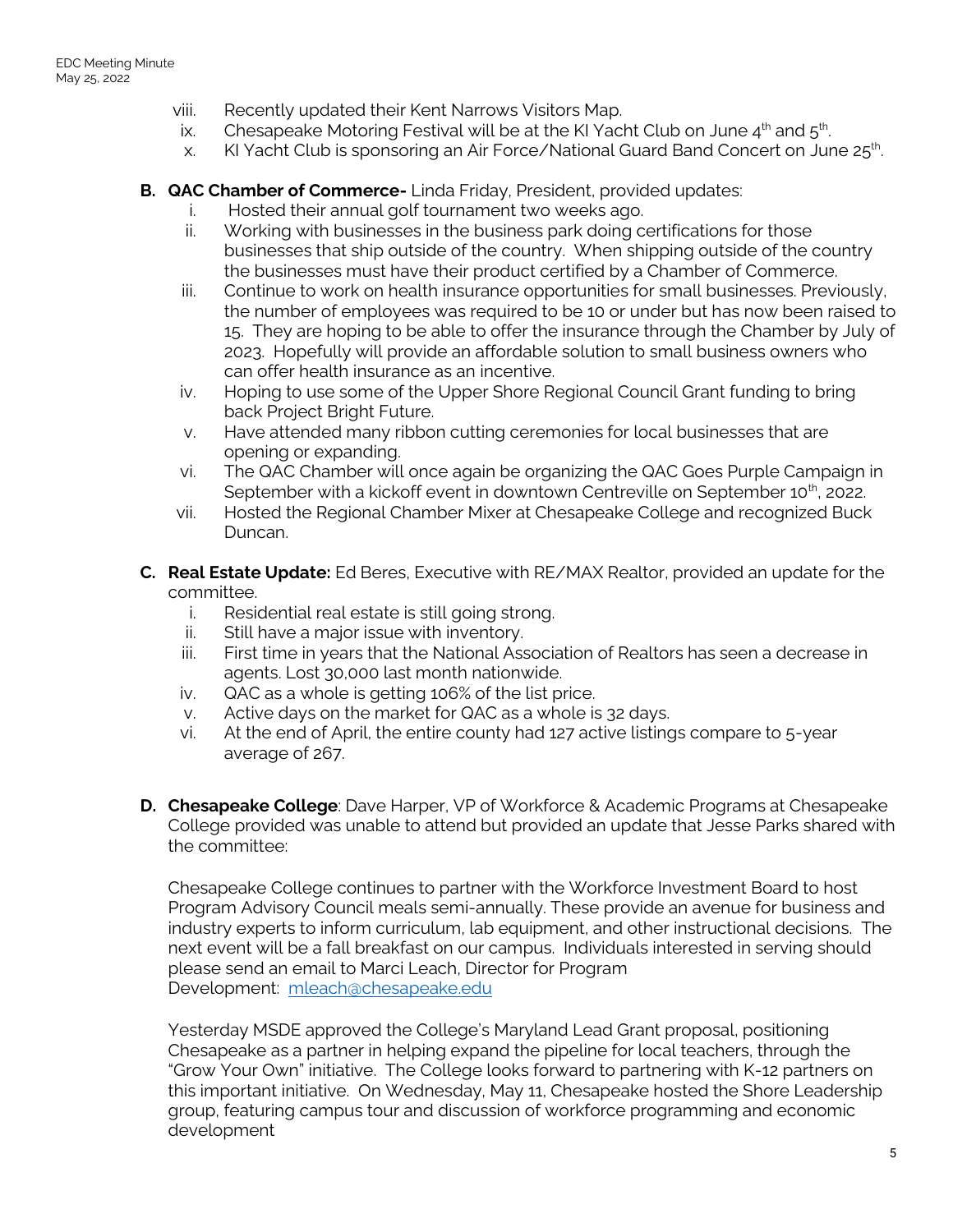viii. Recently updated their Kent Narrows Visitors Map.
ix. Chesapeake Motoring Festival will be at the KI Yacht Club on June 4th and 5th.
x. KI Yacht Club is sponsoring an Air Force/National Guard Band Concert on June 25th.

**B. QAC Chamber of Commerce-** Linda Friday, President, provided updates:

i. Hosted their annual golf tournament two weeks ago.
ii. Working with businesses in the business park doing certifications for those businesses that ship outside of the country. When shipping outside of the country the businesses must have their product certified by a Chamber of Commerce.
iii. Continue to work on health insurance opportunities for small businesses. Previously, the number of employees was required to be 10 or under but has now been raised to 15. They are hoping to be able to offer the insurance through the Chamber by July of 2023. Hopefully will provide an affordable solution to small business owners who can offer health insurance as an incentive.
iv. Hoping to use some of the Upper Shore Regional Council Grant funding to bring back Project Bright Future.
v. Have attended many ribbon cutting ceremonies for local businesses that are opening or expanding.
vi. The QAC Chamber will once again be organizing the QAC Goes Purple Campaign in September with a kickoff event in downtown Centreville on September 10th, 2022.
vii. Hosted the Regional Chamber Mixer at Chesapeake College and recognized Buck Duncan.

**C. Real Estate Update:** Ed Beres, Executive with RE/MAX Realtor, provided an update for the committee.

i. Residential real estate is still going strong.
ii. Still have a major issue with inventory.
iii. First time in years that the National Association of Realtors has seen a decrease in agents. Lost 30,000 last month nationwide.
iv. QAC as a whole is getting 106% of the list price.
v. Active days on the market for QAC as a whole is 32 days.
vi. At the end of April, the entire county had 127 active listings compare to 5-year average of 267.

**D. Chesapeake College**: Dave Harper, VP of Workforce & Academic Programs at Chesapeake College provided was unable to attend but provided an update that Jesse Parks shared with the committee:

Chesapeake College continues to partner with the Workforce Investment Board to host Program Advisory Council meals semi-annually. These provide an avenue for business and industry experts to inform curriculum, lab equipment, and other instructional decisions. The next event will be a fall breakfast on our campus. Individuals interested in serving should please send an email to Marci Leach, Director for Program Development: mleach@chesapeake.edu

Yesterday MSDE approved the College's Maryland Lead Grant proposal, positioning Chesapeake as a partner in helping expand the pipeline for local teachers, through the "Grow Your Own" initiative. The College looks forward to partnering with K-12 partners on this important initiative. On Wednesday, May 11, Chesapeake hosted the Shore Leadership group, featuring campus tour and discussion of workforce programming and economic development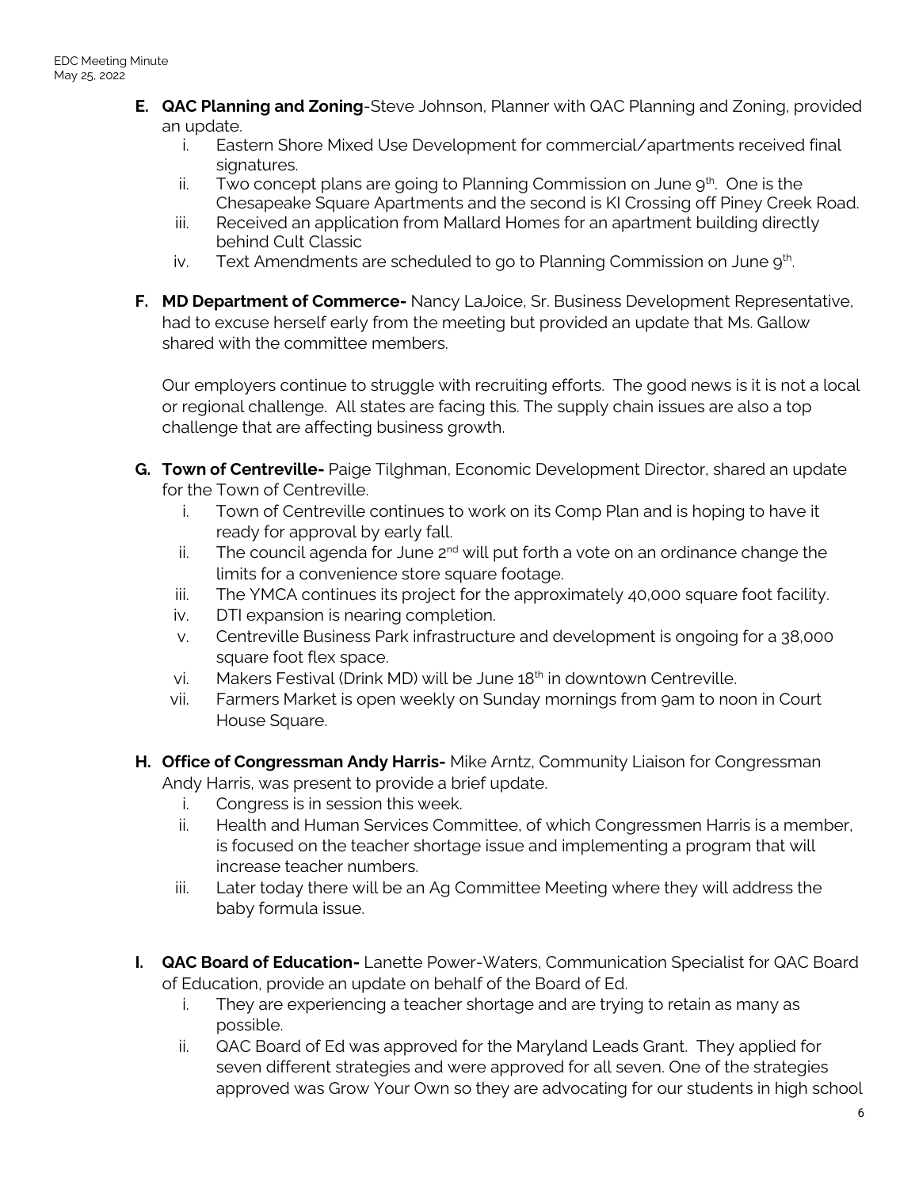- **E. QAC Planning and Zoning**-Steve Johnson, Planner with QAC Planning and Zoning, provided an update.
    - i. Eastern Shore Mixed Use Development for commercial/apartments received final signatures.
    - ii. Two concept plans are going to Planning Commission on June 9th. One is the Chesapeake Square Apartments and the second is KI Crossing off Piney Creek Road.
    - iii. Received an application from Mallard Homes for an apartment building directly behind Cult Classic
    - iv. Text Amendments are scheduled to go to Planning Commission on June 9th.

- **F. MD Department of Commerce-** Nancy LaJoice, Sr. Business Development Representative, had to excuse herself early from the meeting but provided an update that Ms. Gallow shared with the committee members.

  Our employers continue to struggle with recruiting efforts. The good news is it is not a local or regional challenge. All states are facing this. The supply chain issues are also a top challenge that are affecting business growth.

- **G. Town of Centreville-** Paige Tilghman, Economic Development Director, shared an update for the Town of Centreville.
    - i. Town of Centreville continues to work on its Comp Plan and is hoping to have it ready for approval by early fall.
    - ii. The council agenda for June 2nd will put forth a vote on an ordinance change the limits for a convenience store square footage.
    - iii. The YMCA continues its project for the approximately 40,000 square foot facility.
    - iv. DTI expansion is nearing completion.
    - v. Centreville Business Park infrastructure and development is ongoing for a 38,000 square foot flex space.
    - vi. Makers Festival (Drink MD) will be June 18th in downtown Centreville.
    - vii. Farmers Market is open weekly on Sunday mornings from 9am to noon in Court House Square.

- **H. Office of Congressman Andy Harris-** Mike Arntz, Community Liaison for Congressman Andy Harris, was present to provide a brief update.
    - i. Congress is in session this week.
    - ii. Health and Human Services Committee, of which Congressmen Harris is a member, is focused on the teacher shortage issue and implementing a program that will increase teacher numbers.
    - iii. Later today there will be an Ag Committee Meeting where they will address the baby formula issue.

- **I. QAC Board of Education-** Lanette Power-Waters, Communication Specialist for QAC Board of Education, provide an update on behalf of the Board of Ed.
    - i. They are experiencing a teacher shortage and are trying to retain as many as possible.
    - ii. QAC Board of Ed was approved for the Maryland Leads Grant. They applied for seven different strategies and were approved for all seven. One of the strategies approved was Grow Your Own so they are advocating for our students in high school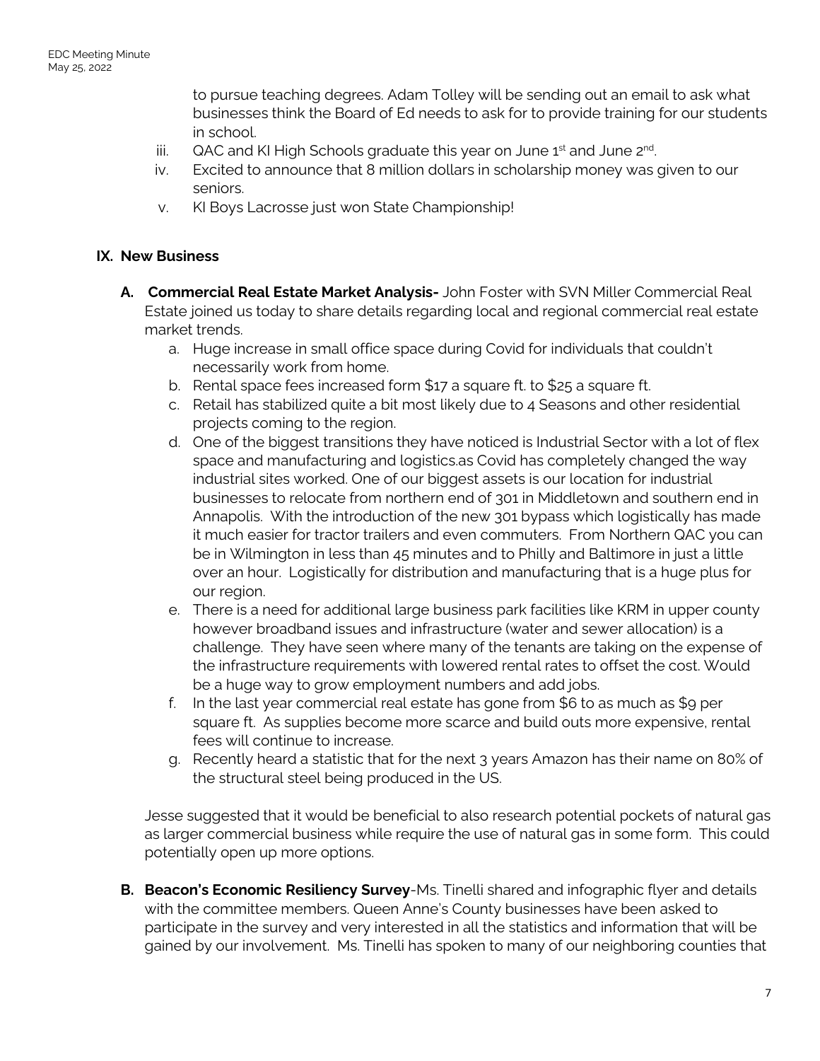to pursue teaching degrees. Adam Tolley will be sending out an email to ask what businesses think the Board of Ed needs to ask for to provide training for our students in school.

iii. QAC and KI High Schools graduate this year on June 1st and June 2nd.

iv. Excited to announce that 8 million dollars in scholarship money was given to our seniors.

v. KI Boys Lacrosse just won State Championship!

## IX. New Business

**A. Commercial Real Estate Market Analysis-** John Foster with SVN Miller Commercial Real Estate joined us today to share details regarding local and regional commercial real estate market trends.

a. Huge increase in small office space during Covid for individuals that couldn't necessarily work from home.

b. Rental space fees increased form $17 a square ft. to $25 a square ft.

c. Retail has stabilized quite a bit most likely due to 4 Seasons and other residential projects coming to the region.

d. One of the biggest transitions they have noticed is Industrial Sector with a lot of flex space and manufacturing and logistics.as Covid has completely changed the way industrial sites worked. One of our biggest assets is our location for industrial businesses to relocate from northern end of 301 in Middletown and southern end in Annapolis. With the introduction of the new 301 bypass which logistically has made it much easier for tractor trailers and even commuters. From Northern QAC you can be in Wilmington in less than 45 minutes and to Philly and Baltimore in just a little over an hour. Logistically for distribution and manufacturing that is a huge plus for our region.

e. There is a need for additional large business park facilities like KRM in upper county however broadband issues and infrastructure (water and sewer allocation) is a challenge. They have seen where many of the tenants are taking on the expense of the infrastructure requirements with lowered rental rates to offset the cost. Would be a huge way to grow employment numbers and add jobs.

f. In the last year commercial real estate has gone from $6 to as much as $9 per square ft. As supplies become more scarce and build outs more expensive, rental fees will continue to increase.

g. Recently heard a statistic that for the next 3 years Amazon has their name on 80% of the structural steel being produced in the US.

Jesse suggested that it would be beneficial to also research potential pockets of natural gas as larger commercial business while require the use of natural gas in some form. This could potentially open up more options.

**B. Beacon's Economic Resiliency Survey**-Ms. Tinelli shared and infographic flyer and details with the committee members. Queen Anne's County businesses have been asked to participate in the survey and very interested in all the statistics and information that will be gained by our involvement. Ms. Tinelli has spoken to many of our neighboring counties that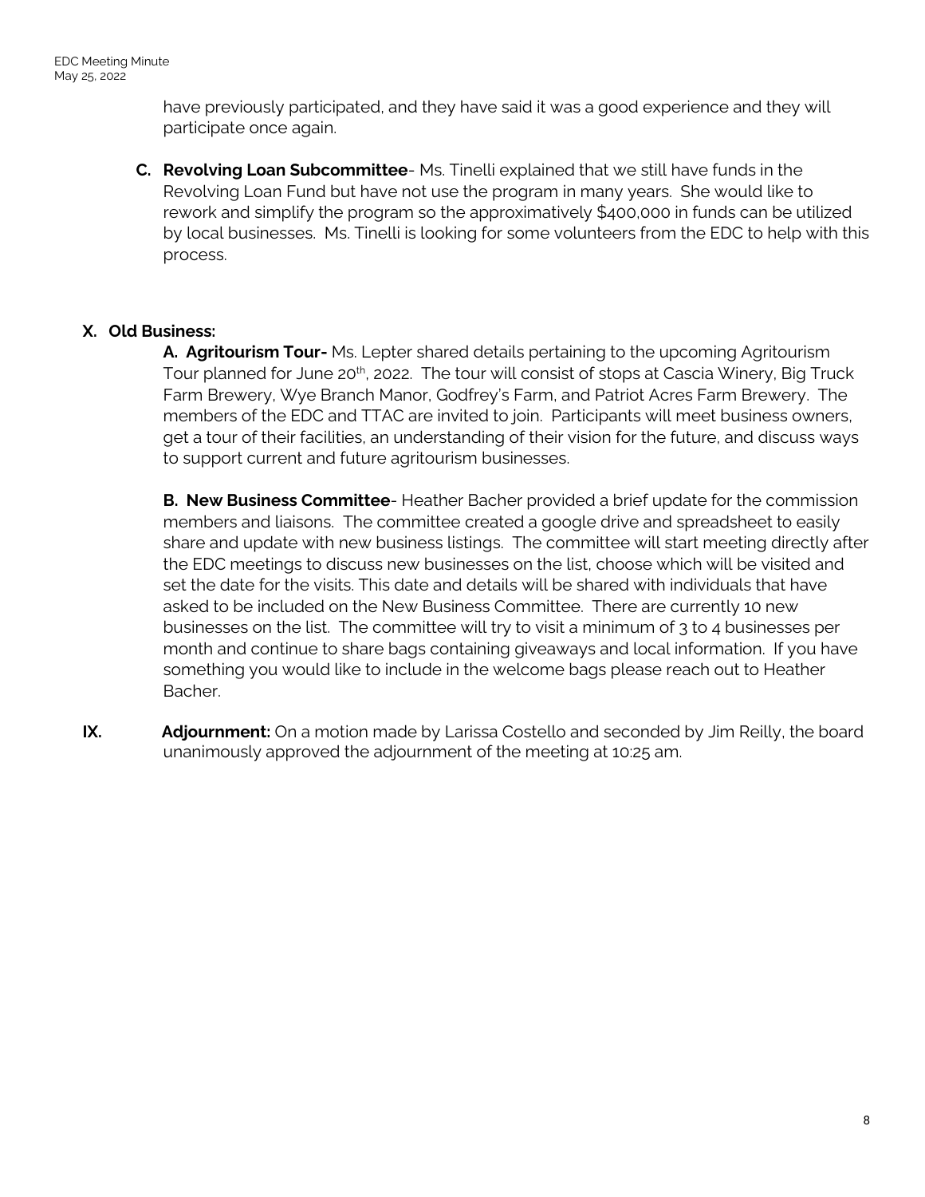have previously participated, and they have said it was a good experience and they will participate once again.

**C. Revolving Loan Subcommittee**- Ms. Tinelli explained that we still have funds in the Revolving Loan Fund but have not use the program in many years. She would like to rework and simplify the program so the approximatively $400,000 in funds can be utilized by local businesses. Ms. Tinelli is looking for some volunteers from the EDC to help with this process.

## X. Old Business:

**A. Agritourism Tour-** Ms. Lepter shared details pertaining to the upcoming Agritourism Tour planned for June 20th, 2022. The tour will consist of stops at Cascia Winery, Big Truck Farm Brewery, Wye Branch Manor, Godfrey's Farm, and Patriot Acres Farm Brewery. The members of the EDC and TTAC are invited to join. Participants will meet business owners, get a tour of their facilities, an understanding of their vision for the future, and discuss ways to support current and future agritourism businesses.

**B. New Business Committee**- Heather Bacher provided a brief update for the commission members and liaisons. The committee created a google drive and spreadsheet to easily share and update with new business listings. The committee will start meeting directly after the EDC meetings to discuss new businesses on the list, choose which will be visited and set the date for the visits. This date and details will be shared with individuals that have asked to be included on the New Business Committee. There are currently 10 new businesses on the list. The committee will try to visit a minimum of 3 to 4 businesses per month and continue to share bags containing giveaways and local information. If you have something you would like to include in the welcome bags please reach out to Heather Bacher.

**IX. Adjournment:** On a motion made by Larissa Costello and seconded by Jim Reilly, the board unanimously approved the adjournment of the meeting at 10:25 am.